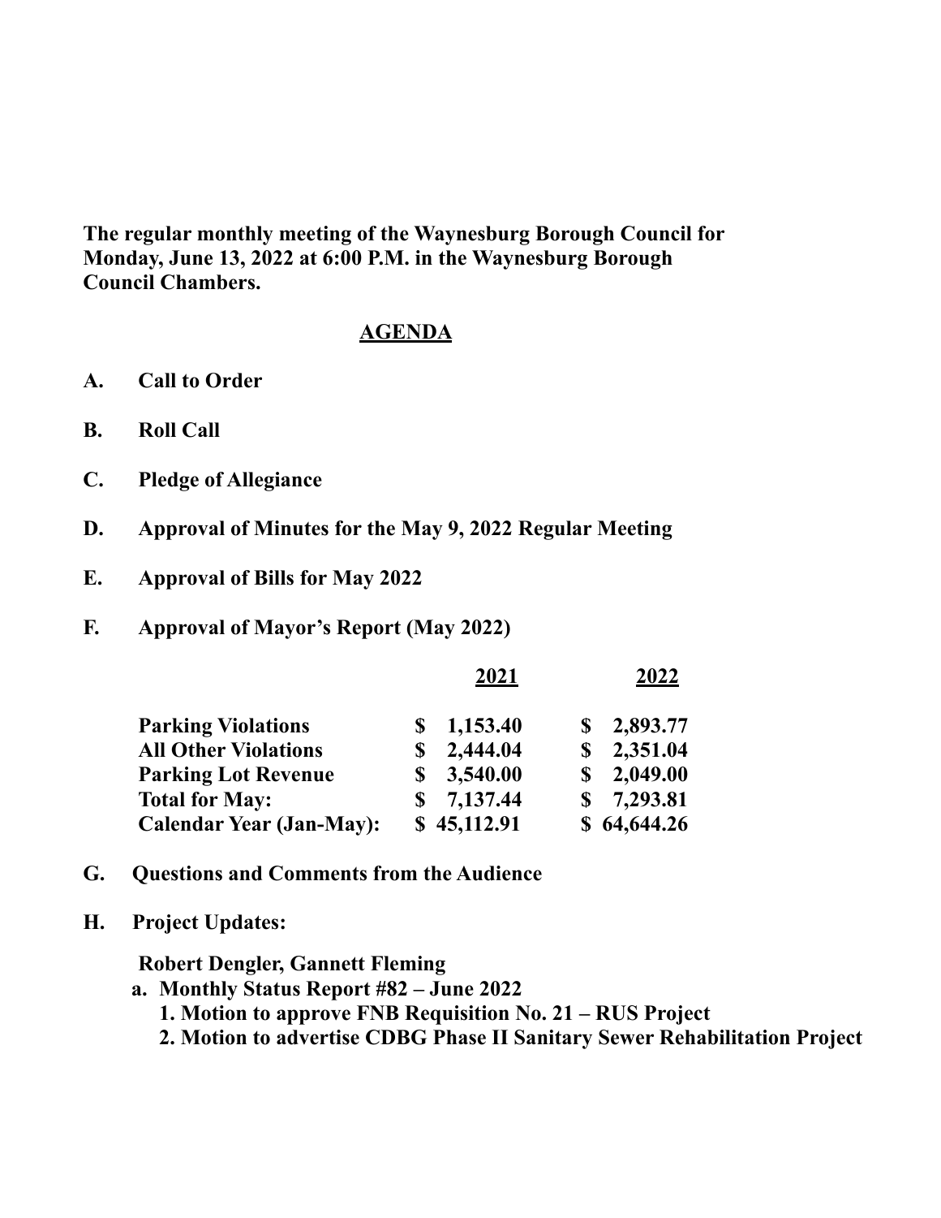**The regular monthly meeting of the Waynesburg Borough Council for Monday, June 13, 2022 at 6:00 P.M. in the Waynesburg Borough Council Chambers.**

## AGENDA

**A. Call to Order**

**B. Roll Call**

**C. Pledge of Allegiance**

**D. Approval of Minutes for the May 9, 2022 Regular Meeting**

**E. Approval of Bills for May 2022**

**F. Approval of Mayor's Report (May 2022)**

| | 2021 | 2022 |
|---|---|---|
| **Parking Violations** | $ 1,153.40 | $ 2,893.77 |
| **All Other Violations** | $ 2,444.04 | $ 2,351.04 |
| **Parking Lot Revenue** | $ 3,540.00 | $ 2,049.00 |
| **Total for May:** | $ 7,137.44 | $ 7,293.81 |
| **Calendar Year (Jan-May):** | $ 45,112.91 | $ 64,644.26 |

**G. Questions and Comments from the Audience**

**H. Project Updates:**

**Robert Dengler, Gannett Fleming**

**a. Monthly Status Report #82 – June 2022**
   1. **Motion to approve FNB Requisition No. 21 – RUS Project**
   2. **Motion to advertise CDBG Phase II Sanitary Sewer Rehabilitation Project**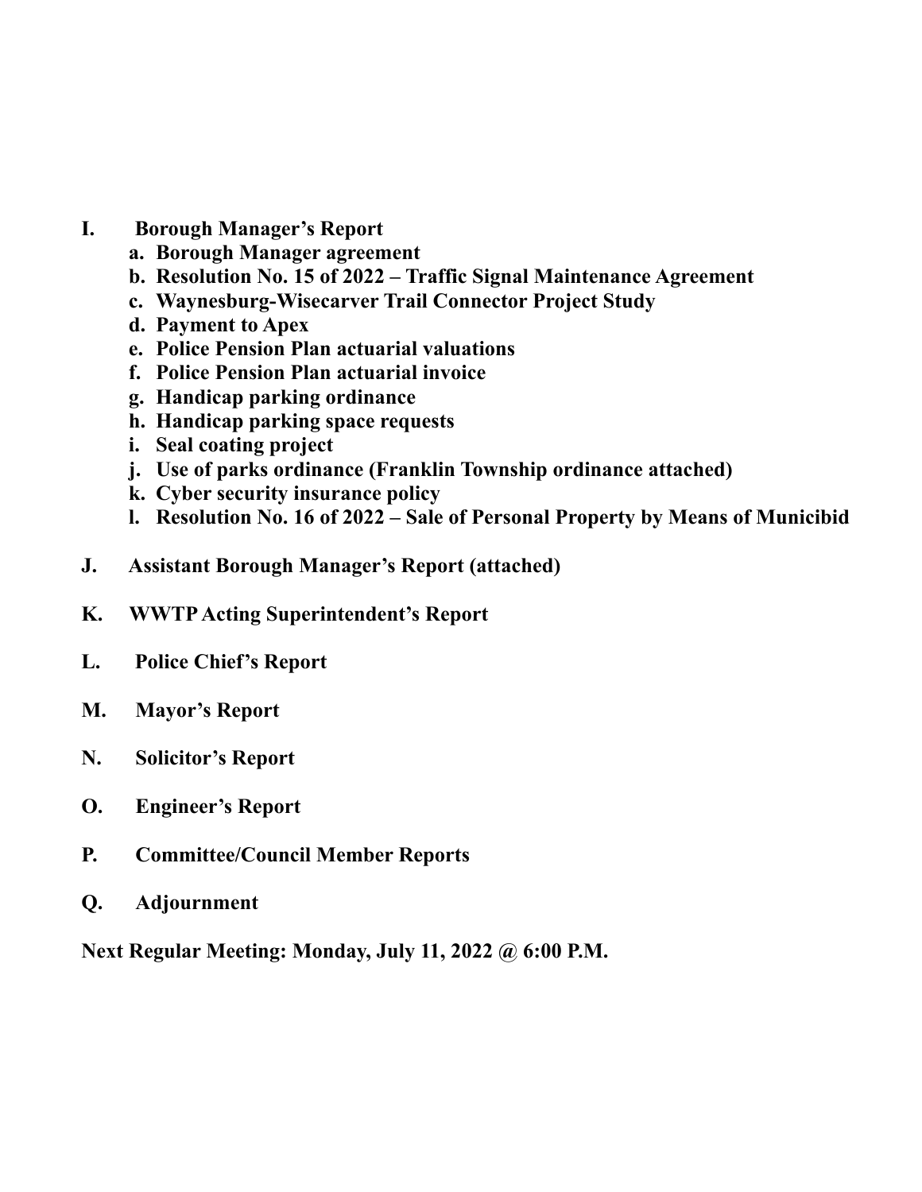**I. Borough Manager's Report**

   **a. Borough Manager agreement**
   **b. Resolution No. 15 of 2022 – Traffic Signal Maintenance Agreement**
   **c. Waynesburg-Wisecarver Trail Connector Project Study**
   **d. Payment to Apex**
   **e. Police Pension Plan actuarial valuations**
   **f. Police Pension Plan actuarial invoice**
   **g. Handicap parking ordinance**
   **h. Handicap parking space requests**
   **i. Seal coating project**
   **j. Use of parks ordinance (Franklin Township ordinance attached)**
   **k. Cyber security insurance policy**
   **l. Resolution No. 16 of 2022 – Sale of Personal Property by Means of Municibid**

**J. Assistant Borough Manager's Report (attached)**

**K. WWTP Acting Superintendent's Report**

**L. Police Chief's Report**

**M. Mayor's Report**

**N. Solicitor's Report**

**O. Engineer's Report**

**P. Committee/Council Member Reports**

**Q. Adjournment**

**Next Regular Meeting: Monday, July 11, 2022 @ 6:00 P.M.**